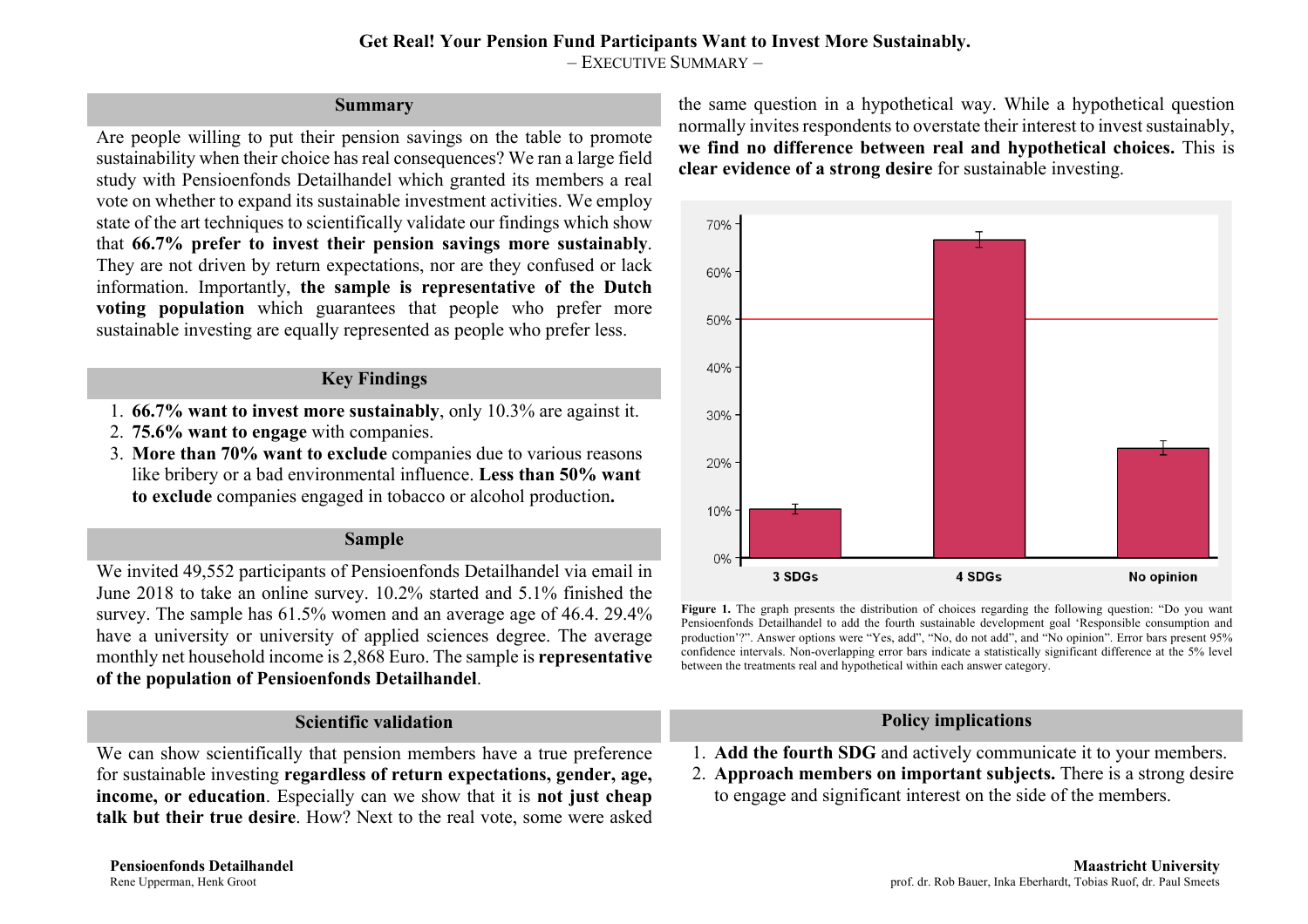# Get Real! Your Pension Fund Participants Want to Invest More Sustainably.

– EXECUTIVE SUMMARY –

## Summary

Are people willing to put their pension savings on the table to promote sustainability when their choice has real consequences? We ran a large field study with Pensioenfonds Detailhandel which granted its members a real vote on whether to expand its sustainable investment activities. We employ state of the art techniques to scientifically validate our findings which show that **66.7% prefer to invest their pension savings more sustainably**. They are not driven by return expectations, nor are they confused or lack information. Importantly, **the sample is representative of the Dutch voting population** which guarantees that people who prefer more sustainable investing are equally represented as people who prefer less.

## Key Findings

1. **66.7% want to invest more sustainably**, only 10.3% are against it.
2. **75.6% want to engage** with companies.
3. **More than 70% want to exclude** companies due to various reasons like bribery or a bad environmental influence. **Less than 50% want to exclude** companies engaged in tobacco or alcohol production**.**

## Sample

We invited 49,552 participants of Pensioenfonds Detailhandel via email in June 2018 to take an online survey. 10.2% started and 5.1% finished the survey. The sample has 61.5% women and an average age of 46.4. 29.4% have a university or university of applied sciences degree. The average monthly net household income is 2,868 Euro. The sample is **representative of the population of Pensioenfonds Detailhandel**.

## Scientific validation

We can show scientifically that pension members have a true preference for sustainable investing **regardless of return expectations, gender, age, income, or education**. Especially can we show that it is **not just cheap talk but their true desire**. How? Next to the real vote, some were asked the same question in a hypothetical way. While a hypothetical question normally invites respondents to overstate their interest to invest sustainably, **we find no difference between real and hypothetical choices.** This is **clear evidence of a strong desire** for sustainable investing.

**Figure 1.** The graph presents the distribution of choices regarding the following question: "Do you want Pensioenfonds Detailhandel to add the fourth sustainable development goal 'Responsible consumption and production'?". Answer options were "Yes, add", "No, do not add", and "No opinion". Error bars present 95% confidence intervals. Non-overlapping error bars indicate a statistically significant difference at the 5% level between the treatments real and hypothetical within each answer category.

## Policy implications

1. **Add the fourth SDG** and actively communicate it to your members.
2. **Approach members on important subjects.** There is a strong desire to engage and significant interest on the side of the members.

**Pensioenfonds Detailhandel**
Rene Upperman, Henk Groot

**Maastricht University**
prof. dr. Rob Bauer, Inka Eberhardt, Tobias Ruof, dr. Paul Smeets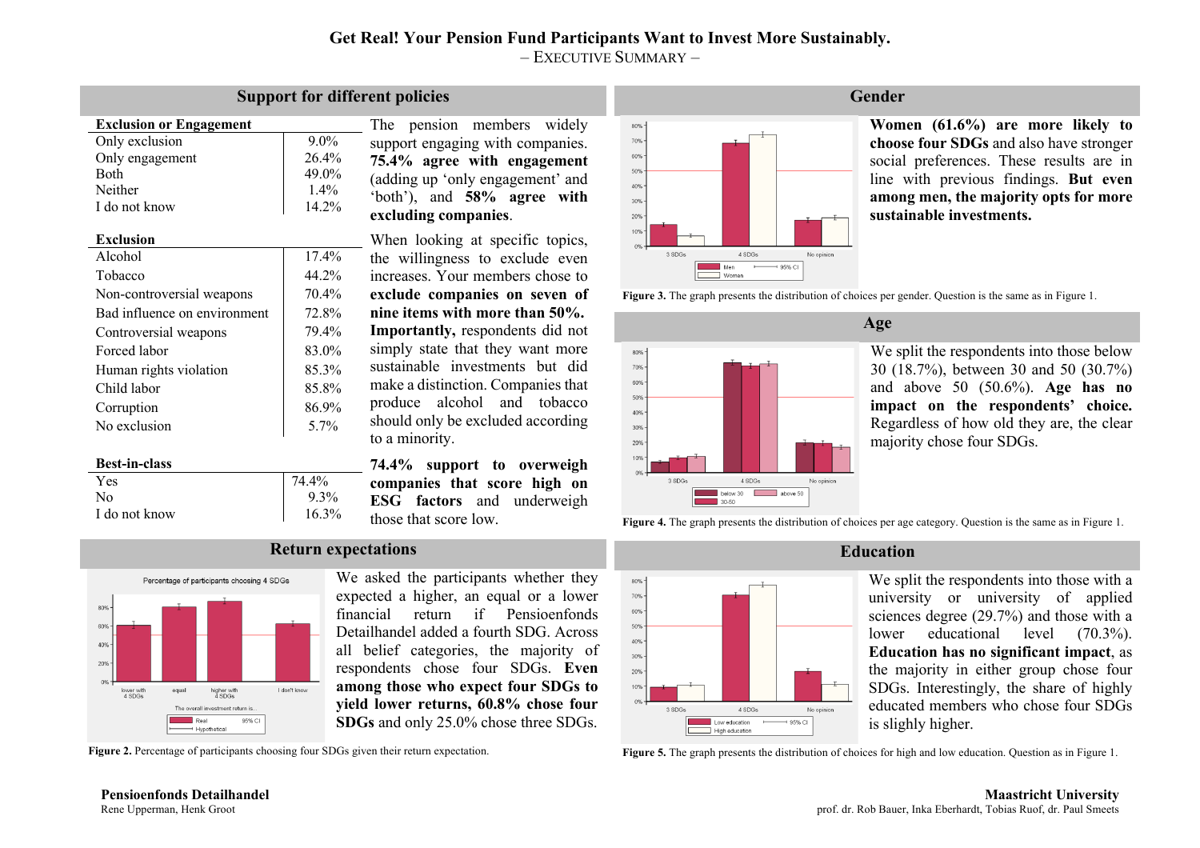# Get Real! Your Pension Fund Participants Want to Invest More Sustainably.

– EXECUTIVE SUMMARY –

## Support for different policies

| **Exclusion or Engagement** | |
|---|---|
| Only exclusion | 9.0% |
| Only engagement | 26.4% |
| Both | 49.0% |
| Neither | 1.4% |
| I do not know | 14.2% |

The pension members widely support engaging with companies. **75.4% agree with engagement** (adding up 'only engagement' and 'both'), and **58% agree with excluding companies**.

| **Exclusion** | |
|---|---|
| Alcohol | 17.4% |
| Tobacco | 44.2% |
| Non-controversial weapons | 70.4% |
| Bad influence on environment | 72.8% |
| Controversial weapons | 79.4% |
| Forced labor | 83.0% |
| Human rights violation | 85.3% |
| Child labor | 85.8% |
| Corruption | 86.9% |
| No exclusion | 5.7% |

When looking at specific topics, the willingness to exclude even increases. Your members chose to **exclude companies on seven of nine items with more than 50%. Importantly,** respondents did not simply state that they want more sustainable investments but did make a distinction. Companies that produce alcohol and tobacco should only be excluded according to a minority.

| **Best-in-class** | |
|---|---|
| Yes | 74.4% |
| No | 9.3% |
| I do not know | 16.3% |

**74.4% support to overweigh companies that score high on ESG factors** and underweigh those that score low.

## Return expectations

Percentage of participants choosing 4 SDGs

lower with 4 SDGs
equal
higher with 4 SDGs
I don't know

The overall investment return is...

Real
Hypothetical
95% CI

We asked the participants whether they expected a higher, an equal or a lower financial return if Pensioenfonds Detailhandel added a fourth SDG. Across all belief categories, the majority of respondents chose four SDGs. **Even among those who expect four SDGs to yield lower returns, 60.8% chose four SDGs** and only 25.0% chose three SDGs.

**Figure 2.** Percentage of participants choosing four SDGs given their return expectation.

## Gender

3 SDGs
4 SDGs
No opinion

Men
Women
95% CI

**Women (61.6%) are more likely to choose four SDGs** and also have stronger social preferences. These results are in line with previous findings. **But even among men, the majority opts for more sustainable investments.**

**Figure 3.** The graph presents the distribution of choices per gender. Question is the same as in Figure 1.

## Age

3 SDGs
4 SDGs
No opinion

below 30
30-50
above 50

We split the respondents into those below 30 (18.7%), between 30 and 50 (30.7%) and above 50 (50.6%). **Age has no impact on the respondents' choice.** Regardless of how old they are, the clear majority chose four SDGs.

**Figure 4.** The graph presents the distribution of choices per age category. Question is the same as in Figure 1.

## Education

3 SDGs
4 SDGs
No opinion

Low education
High education
95% CI

We split the respondents into those with a university or university of applied sciences degree (29.7%) and those with a lower educational level (70.3%). **Education has no significant impact**, as the majority in either group chose four SDGs. Interestingly, the share of highly educated members who chose four SDGs is slighly higher.

**Figure 5.** The graph presents the distribution of choices for high and low education. Question as in Figure 1.

**Pensioenfonds Detailhandel**
Rene Upperman, Henk Groot

**Maastricht University**
prof. dr. Rob Bauer, Inka Eberhardt, Tobias Ruof, dr. Paul Smeets